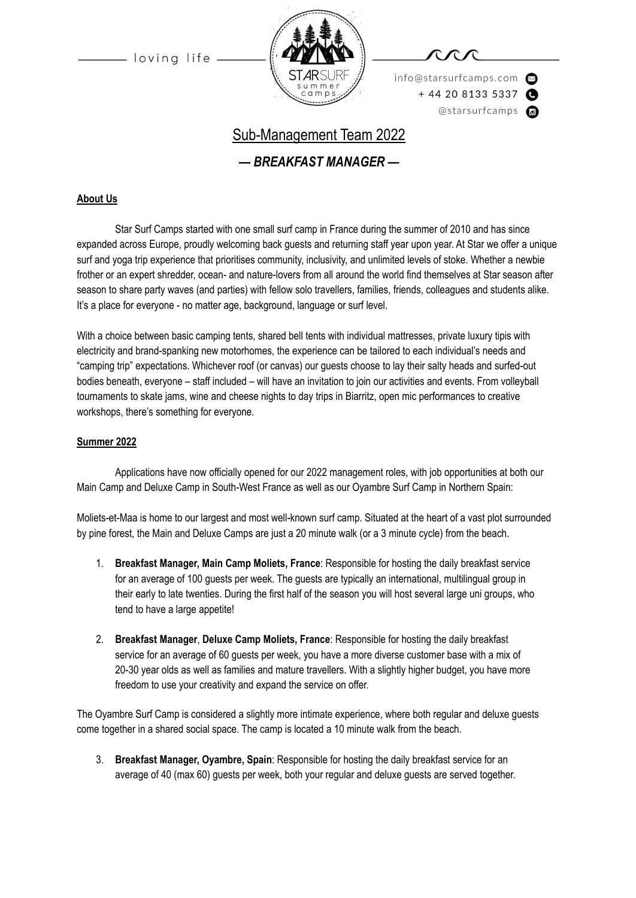loving life

STARSURF summer camps

info@starsurfcamps.com
+ 44 20 8133 5337
@starsurfcamps

# Sub-Management Team 2022

## *— BREAKFAST MANAGER —*

**About Us**

Star Surf Camps started with one small surf camp in France during the summer of 2010 and has since expanded across Europe, proudly welcoming back guests and returning staff year upon year. At Star we offer a unique surf and yoga trip experience that prioritises community, inclusivity, and unlimited levels of stoke. Whether a newbie frother or an expert shredder, ocean- and nature-lovers from all around the world find themselves at Star season after season to share party waves (and parties) with fellow solo travellers, families, friends, colleagues and students alike. It's a place for everyone - no matter age, background, language or surf level.

With a choice between basic camping tents, shared bell tents with individual mattresses, private luxury tipis with electricity and brand-spanking new motorhomes, the experience can be tailored to each individual's needs and "camping trip" expectations. Whichever roof (or canvas) our guests choose to lay their salty heads and surfed-out bodies beneath, everyone – staff included – will have an invitation to join our activities and events. From volleyball tournaments to skate jams, wine and cheese nights to day trips in Biarritz, open mic performances to creative workshops, there's something for everyone.

**Summer 2022**

Applications have now officially opened for our 2022 management roles, with job opportunities at both our Main Camp and Deluxe Camp in South-West France as well as our Oyambre Surf Camp in Northern Spain:

Moliets-et-Maa is home to our largest and most well-known surf camp. Situated at the heart of a vast plot surrounded by pine forest, the Main and Deluxe Camps are just a 20 minute walk (or a 3 minute cycle) from the beach.

1. **Breakfast Manager, Main Camp Moliets, France**: Responsible for hosting the daily breakfast service for an average of 100 guests per week. The guests are typically an international, multilingual group in their early to late twenties. During the first half of the season you will host several large uni groups, who tend to have a large appetite!

2. **Breakfast Manager**, **Deluxe Camp Moliets, France**: Responsible for hosting the daily breakfast service for an average of 60 guests per week, you have a more diverse customer base with a mix of 20-30 year olds as well as families and mature travellers. With a slightly higher budget, you have more freedom to use your creativity and expand the service on offer.

The Oyambre Surf Camp is considered a slightly more intimate experience, where both regular and deluxe guests come together in a shared social space. The camp is located a 10 minute walk from the beach.

3. **Breakfast Manager, Oyambre, Spain**: Responsible for hosting the daily breakfast service for an average of 40 (max 60) guests per week, both your regular and deluxe guests are served together.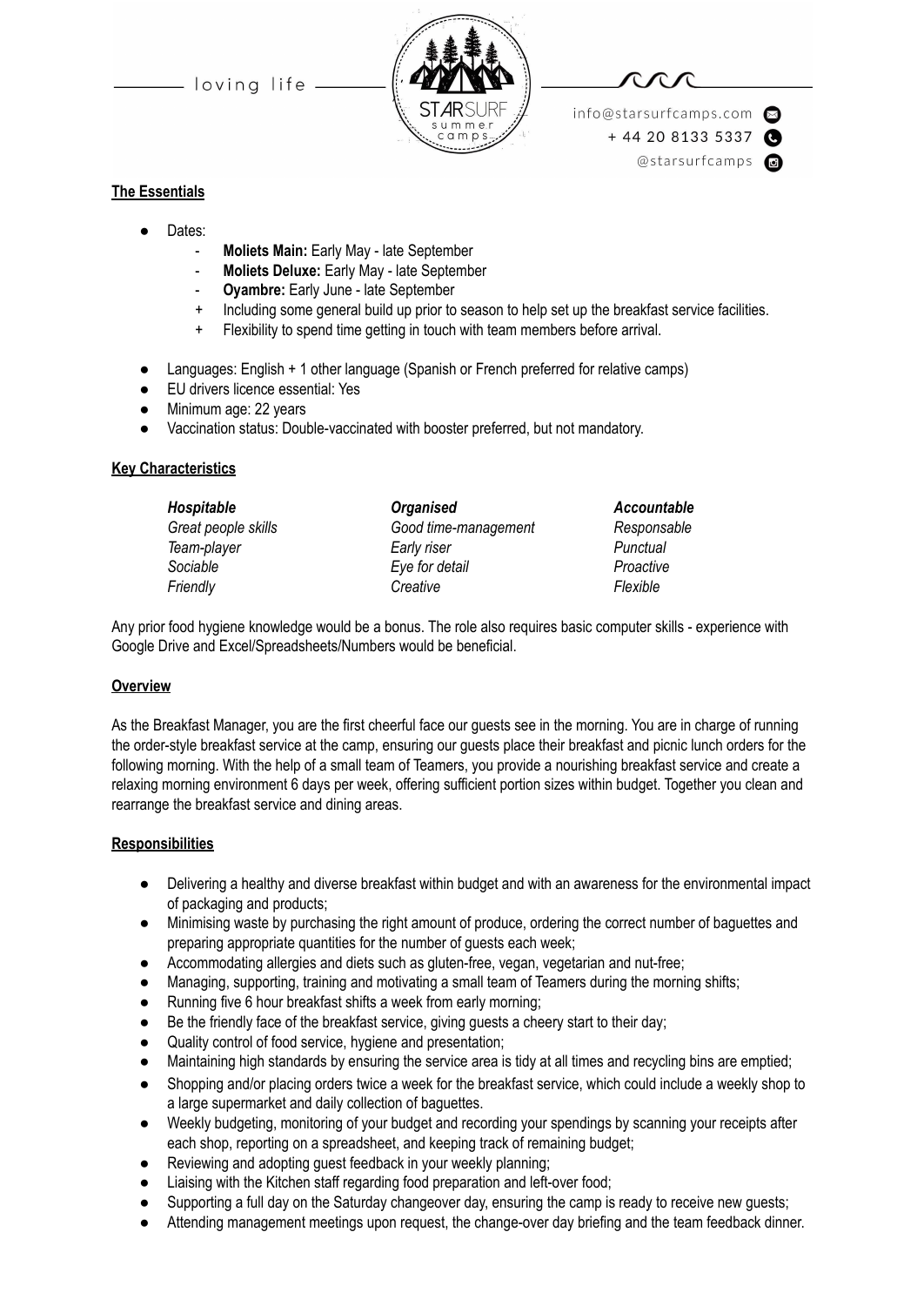## The Essentials

- Dates:
  - **Moliets Main:** Early May - late September
  - **Moliets Deluxe:** Early May - late September
  - **Oyambre:** Early June - late September
  + Including some general build up prior to season to help set up the breakfast service facilities.
  + Flexibility to spend time getting in touch with team members before arrival.
- Languages: English + 1 other language (Spanish or French preferred for relative camps)
- EU drivers licence essential: Yes
- Minimum age: 22 years
- Vaccination status: Double-vaccinated with booster preferred, but not mandatory.

## Key Characteristics

| ***Hospitable*** | ***Organised*** | ***Accountable*** |
|---|---|---|
| *Great people skills* | *Good time-management* | *Responsable* |
| *Team-player* | *Early riser* | *Punctual* |
| *Sociable* | *Eye for detail* | *Proactive* |
| *Friendly* | *Creative* | *Flexible* |

Any prior food hygiene knowledge would be a bonus. The role also requires basic computer skills - experience with Google Drive and Excel/Spreadsheets/Numbers would be beneficial.

## Overview

As the Breakfast Manager, you are the first cheerful face our guests see in the morning. You are in charge of running the order-style breakfast service at the camp, ensuring our guests place their breakfast and picnic lunch orders for the following morning. With the help of a small team of Teamers, you provide a nourishing breakfast service and create a relaxing morning environment 6 days per week, offering sufficient portion sizes within budget. Together you clean and rearrange the breakfast service and dining areas.

## Responsibilities

- Delivering a healthy and diverse breakfast within budget and with an awareness for the environmental impact of packaging and products;
- Minimising waste by purchasing the right amount of produce, ordering the correct number of baguettes and preparing appropriate quantities for the number of guests each week;
- Accommodating allergies and diets such as gluten-free, vegan, vegetarian and nut-free;
- Managing, supporting, training and motivating a small team of Teamers during the morning shifts;
- Running five 6 hour breakfast shifts a week from early morning;
- Be the friendly face of the breakfast service, giving guests a cheery start to their day;
- Quality control of food service, hygiene and presentation;
- Maintaining high standards by ensuring the service area is tidy at all times and recycling bins are emptied;
- Shopping and/or placing orders twice a week for the breakfast service, which could include a weekly shop to a large supermarket and daily collection of baguettes.
- Weekly budgeting, monitoring of your budget and recording your spendings by scanning your receipts after each shop, reporting on a spreadsheet, and keeping track of remaining budget;
- Reviewing and adopting guest feedback in your weekly planning;
- Liaising with the Kitchen staff regarding food preparation and left-over food;
- Supporting a full day on the Saturday changeover day, ensuring the camp is ready to receive new guests;
- Attending management meetings upon request, the change-over day briefing and the team feedback dinner.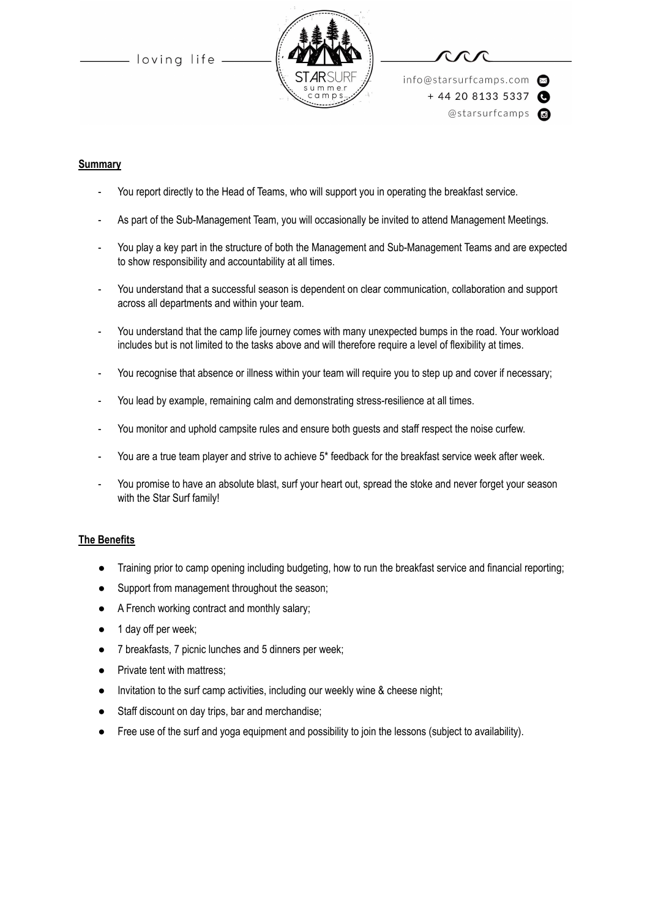**Summary**

- You report directly to the Head of Teams, who will support you in operating the breakfast service.
- As part of the Sub-Management Team, you will occasionally be invited to attend Management Meetings.
- You play a key part in the structure of both the Management and Sub-Management Teams and are expected to show responsibility and accountability at all times.
- You understand that a successful season is dependent on clear communication, collaboration and support across all departments and within your team.
- You understand that the camp life journey comes with many unexpected bumps in the road. Your workload includes but is not limited to the tasks above and will therefore require a level of flexibility at times.
- You recognise that absence or illness within your team will require you to step up and cover if necessary;
- You lead by example, remaining calm and demonstrating stress-resilience at all times.
- You monitor and uphold campsite rules and ensure both guests and staff respect the noise curfew.
- You are a true team player and strive to achieve 5* feedback for the breakfast service week after week.
- You promise to have an absolute blast, surf your heart out, spread the stoke and never forget your season with the Star Surf family!

**The Benefits**

- Training prior to camp opening including budgeting, how to run the breakfast service and financial reporting;
- Support from management throughout the season;
- A French working contract and monthly salary;
- 1 day off per week;
- 7 breakfasts, 7 picnic lunches and 5 dinners per week;
- Private tent with mattress;
- Invitation to the surf camp activities, including our weekly wine & cheese night;
- Staff discount on day trips, bar and merchandise;
- Free use of the surf and yoga equipment and possibility to join the lessons (subject to availability).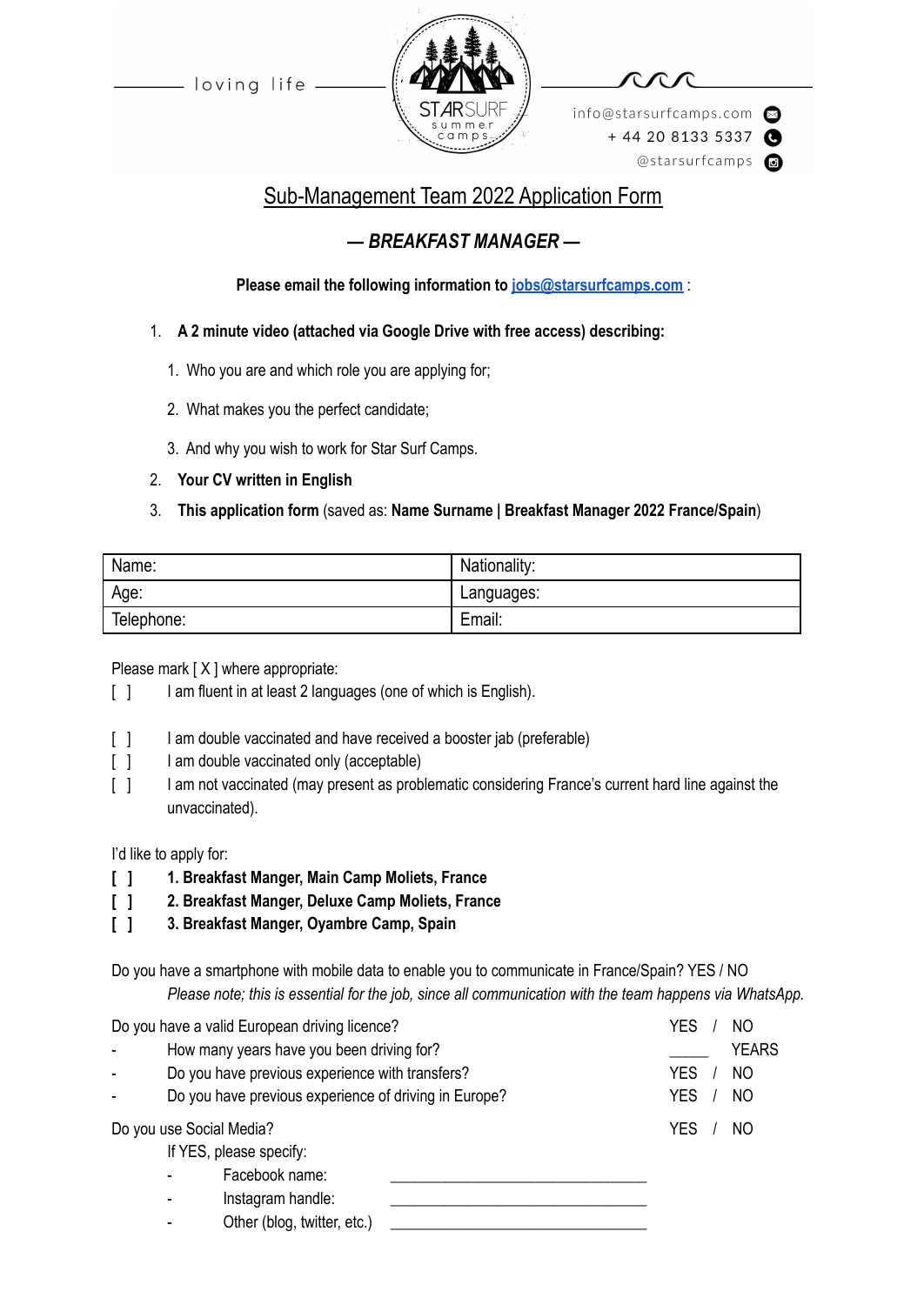loving life

info@starsurfcamps.com
+ 44 20 8133 5337
@starsurfcamps

# Sub-Management Team 2022 Application Form

## *— BREAKFAST MANAGER —*

**Please email the following information to [jobs@starsurfcamps.com](mailto:jobs@starsurfcamps.com) :**

1. **A 2 minute video (attached via Google Drive with free access) describing:**
    1. Who you are and which role you are applying for;
    2. What makes you the perfect candidate;
    3. And why you wish to work for Star Surf Camps.
2. **Your CV written in English**
3. **This application form** (saved as: **Name Surname | Breakfast Manager 2022 France/Spain**)

| Name: | Nationality: |
|---|---|
| Age: | Languages: |
| Telephone: | Email: |

Please mark [ X ] where appropriate:

[ ] I am fluent in at least 2 languages (one of which is English).

[ ] I am double vaccinated and have received a booster jab (preferable)
[ ] I am double vaccinated only (acceptable)
[ ] I am not vaccinated (may present as problematic considering France's current hard line against the unvaccinated).

I'd like to apply for:

**[ ] 1. Breakfast Manger, Main Camp Moliets, France**
**[ ] 2. Breakfast Manger, Deluxe Camp Moliets, France**
**[ ] 3. Breakfast Manger, Oyambre Camp, Spain**

Do you have a smartphone with mobile data to enable you to communicate in France/Spain? YES / NO
*Please note; this is essential for the job, since all communication with the team happens via WhatsApp.*

Do you have a valid European driving licence? YES / NO
- How many years have you been driving for? _____ YEARS
- Do you have previous experience with transfers? YES / NO
- Do you have previous experience of driving in Europe? YES / NO

Do you use Social Media? YES / NO

If YES, please specify:
- Facebook name: ______________________________
- Instagram handle: ______________________________
- Other (blog, twitter, etc.) ______________________________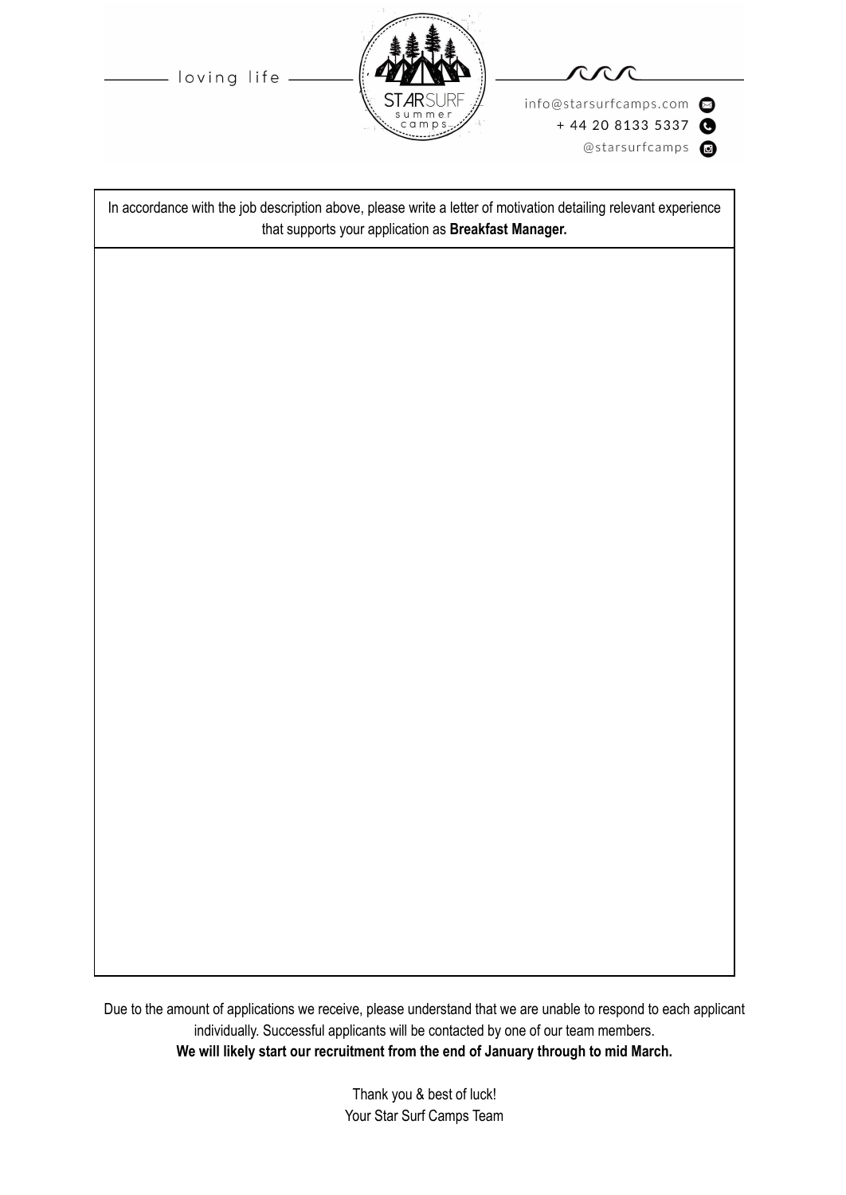In accordance with the job description above, please write a letter of motivation detailing relevant experience that supports your application as **Breakfast Manager.**

Due to the amount of applications we receive, please understand that we are unable to respond to each applicant individually. Successful applicants will be contacted by one of our team members.
**We will likely start our recruitment from the end of January through to mid March.**

Thank you & best of luck!
Your Star Surf Camps Team